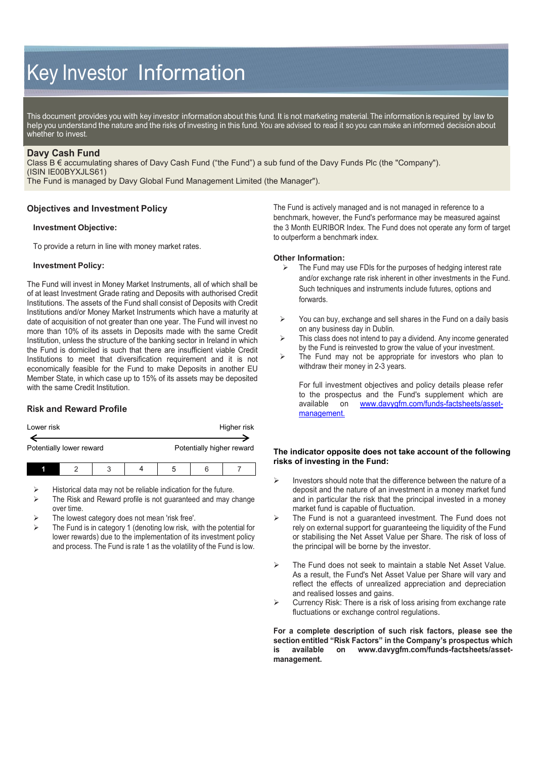# Key Investor Information

This document provides you with key investor information about this fund. It is not marketing material. The information is required by law to help you understand the nature and the risks of investing in this fund. You are advised to read it so you can make an informed decision about whether to invest.

## Davy Cash Fund

Class B € accumulating shares of Davy Cash Fund ("the Fund") a sub fund of the Davy Funds Plc (the "Company").
(ISIN IE00BYXJLS61)
The Fund is managed by Davy Global Fund Management Limited (the Manager").

## Objectives and Investment Policy

### Investment Objective:

To provide a return in line with money market rates.

### Investment Policy:

The Fund will invest in Money Market Instruments, all of which shall be of at least Investment Grade rating and Deposits with authorised Credit Institutions. The assets of the Fund shall consist of Deposits with Credit Institutions and/or Money Market Instruments which have a maturity at date of acquisition of not greater than one year. The Fund will invest no more than 10% of its assets in Deposits made with the same Credit Institution, unless the structure of the banking sector in Ireland in which the Fund is domiciled is such that there are insufficient viable Credit Institutions to meet that diversification requirement and it is not economically feasible for the Fund to make Deposits in another EU Member State, in which case up to 15% of its assets may be deposited with the same Credit Institution.

The Fund is actively managed and is not managed in reference to a benchmark, however, the Fund's performance may be measured against the 3 Month EURIBOR Index. The Fund does not operate any form of target to outperform a benchmark index.

### Other Information:

- The Fund may use FDIs for the purposes of hedging interest rate and/or exchange rate risk inherent in other investments in the Fund. Such techniques and instruments include futures, options and forwards.
- You can buy, exchange and sell shares in the Fund on a daily basis on any business day in Dublin.
- This class does not intend to pay a dividend. Any income generated by the Fund is reinvested to grow the value of your investment.
- The Fund may not be appropriate for investors who plan to withdraw their money in 2-3 years.

For full investment objectives and policy details please refer to the prospectus and the Fund's supplement which are available on [www.davygfm.com/funds-factsheets/asset-management.](www.davygfm.com/funds-factsheets/asset-management)

## Risk and Reward Profile

Lower risk ← → Higher risk

Potentially lower reward — Potentially higher reward

| **1** | 2 | 3 | 4 | 5 | 6 | 7 |
|---|---|---|---|---|---|---|

- Historical data may not be reliable indication for the future.
- The Risk and Reward profile is not guaranteed and may change over time.
- The lowest category does not mean 'risk free'.
- The Fund is in category 1 (denoting low risk, with the potential for lower rewards) due to the implementation of its investment policy and process. The Fund is rate 1 as the volatility of the Fund is low.

**The indicator opposite does not take account of the following risks of investing in the Fund:**

- Investors should note that the difference between the nature of a deposit and the nature of an investment in a money market fund and in particular the risk that the principal invested in a money market fund is capable of fluctuation.
- The Fund is not a guaranteed investment. The Fund does not rely on external support for guaranteeing the liquidity of the Fund or stabilising the Net Asset Value per Share. The risk of loss of the principal will be borne by the investor.
- The Fund does not seek to maintain a stable Net Asset Value. As a result, the Fund's Net Asset Value per Share will vary and reflect the effects of unrealized appreciation and depreciation and realised losses and gains.
- Currency Risk: There is a risk of loss arising from exchange rate fluctuations or exchange control regulations.

**For a complete description of such risk factors, please see the section entitled "Risk Factors" in the Company's prospectus which is available on www.davygfm.com/funds-factsheets/asset-management.**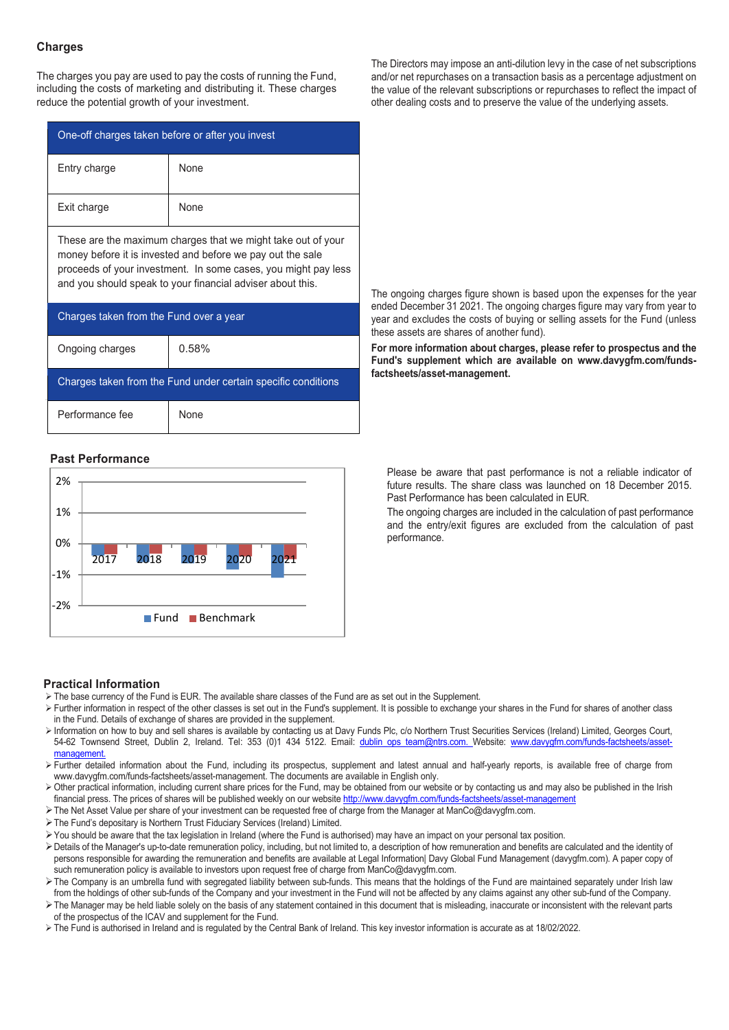## Charges

The charges you pay are used to pay the costs of running the Fund, including the costs of marketing and distributing it. These charges reduce the potential growth of your investment.

| One-off charges taken before or after you invest | |
|---|---|
| Entry charge | None |
| Exit charge | None |
| These are the maximum charges that we might take out of your money before it is invested and before we pay out the sale proceeds of your investment. In some cases, you might pay less and you should speak to your financial adviser about this. | |
| **Charges taken from the Fund over a year** | |
| Ongoing charges | 0.58% |
| **Charges taken from the Fund under certain specific conditions** | |
| Performance fee | None |

The Directors may impose an anti-dilution levy in the case of net subscriptions and/or net repurchases on a transaction basis as a percentage adjustment on the value of the relevant subscriptions or repurchases to reflect the impact of other dealing costs and to preserve the value of the underlying assets.

The ongoing charges figure shown is based upon the expenses for the year ended December 31 2021. The ongoing charges figure may vary from year to year and excludes the costs of buying or selling assets for the Fund (unless these assets are shares of another fund).

**For more information about charges, please refer to prospectus and the Fund's supplement which are available on www.davygfm.com/funds-factsheets/asset-management.**

## Past Performance

2%
1%
0%
-1%
-2%
2017
2018
2019
2020
2021
Fund
Benchmark

Please be aware that past performance is not a reliable indicator of future results. The share class was launched on 18 December 2015. Past Performance has been calculated in EUR.

The ongoing charges are included in the calculation of past performance and the entry/exit figures are excluded from the calculation of past performance.

## Practical Information

- The base currency of the Fund is EUR. The available share classes of the Fund are as set out in the Supplement.
- Further information in respect of the other classes is set out in the Fund's supplement. It is possible to exchange your shares in the Fund for shares of another class in the Fund. Details of exchange of shares are provided in the supplement.
- Information on how to buy and sell shares is available by contacting us at Davy Funds Plc, c/o Northern Trust Securities Services (Ireland) Limited, Georges Court, 54-62 Townsend Street, Dublin 2, Ireland. Tel: 353 (0)1 434 5122. Email: dublin_ops_team@ntrs.com. Website: www.davygfm.com/funds-factsheets/asset-management.
- Further detailed information about the Fund, including its prospectus, supplement and latest annual and half-yearly reports, is available free of charge from www.davygfm.com/funds-factsheets/asset-management. The documents are available in English only.
- Other practical information, including current share prices for the Fund, may be obtained from our website or by contacting us and may also be published in the Irish financial press. The prices of shares will be published weekly on our website http://www.davygfm.com/funds-factsheets/asset-management
- The Net Asset Value per share of your investment can be requested free of charge from the Manager at ManCo@davygfm.com.
- The Fund's depositary is Northern Trust Fiduciary Services (Ireland) Limited.
- You should be aware that the tax legislation in Ireland (where the Fund is authorised) may have an impact on your personal tax position.
- Details of the Manager's up-to-date remuneration policy, including, but not limited to, a description of how remuneration and benefits are calculated and the identity of persons responsible for awarding the remuneration and benefits are available at Legal Information| Davy Global Fund Management (davygfm.com). A paper copy of such remuneration policy is available to investors upon request free of charge from ManCo@davygfm.com.
- The Company is an umbrella fund with segregated liability between sub-funds. This means that the holdings of the Fund are maintained separately under Irish law from the holdings of other sub-funds of the Company and your investment in the Fund will not be affected by any claims against any other sub-fund of the Company.
- The Manager may be held liable solely on the basis of any statement contained in this document that is misleading, inaccurate or inconsistent with the relevant parts of the prospectus of the ICAV and supplement for the Fund.
- The Fund is authorised in Ireland and is regulated by the Central Bank of Ireland. This key investor information is accurate as at 18/02/2022.